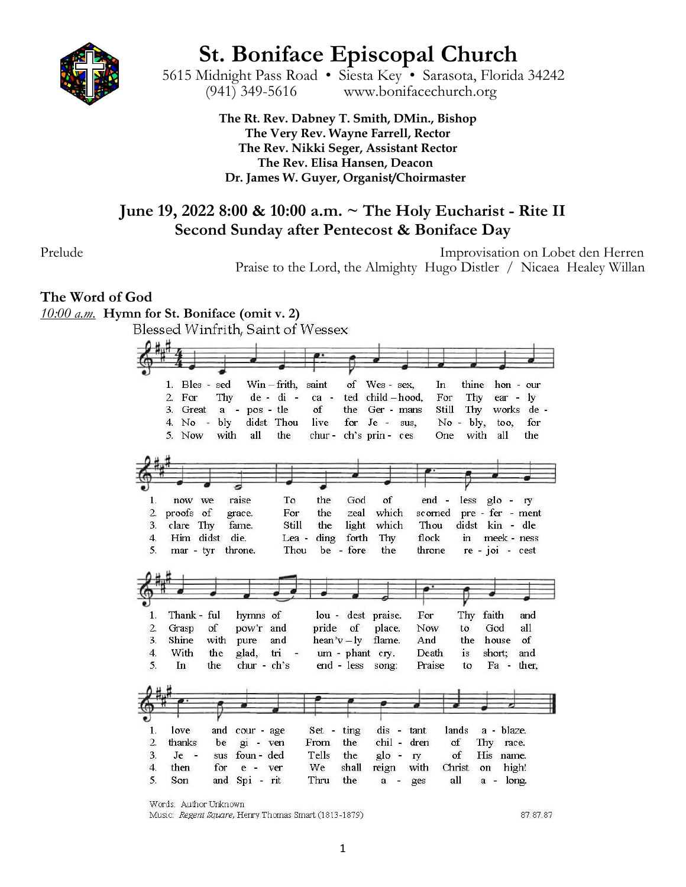# St. Boniface Episcopal Church

5615 Midnight Pass Road • Siesta Key • Sarasota, Florida 34242
(941) 349-5616 www.bonifacechurch.org

**The Rt. Rev. Dabney T. Smith, DMin., Bishop**
**The Very Rev. Wayne Farrell, Rector**
**The Rev. Nikki Seger, Assistant Rector**
**The Rev. Elisa Hansen, Deacon**
**Dr. James W. Guyer, Organist/Choirmaster**

## June 19, 2022 8:00 & 10:00 a.m. ~ The Holy Eucharist - Rite II
## Second Sunday after Pentecost & Boniface Day

Prelude Improvisation on Lobet den Herren
Praise to the Lord, the Almighty Hugo Distler / Nicaea Healey Willan

### The Word of God

*10:00 a.m.* **Hymn for St. Boniface (omit v. 2)**

Blessed Winfrith, Saint of Wessex

1. Blessed Winfrith, saint of Wessex, In thine honour now we raise To the God of endless glory Thankful hymns of loudest praise. For Thy faith and love and courage Setting distant lands ablaze.
2. For Thy dedicated childhood, For Thy early proofs of grace. For the zeal which scorned preferment Grasp of pow'r and pride of place. Now to God all thanks be given From the children of Thy race.
3. Great apostle of the Germans Still Thy works declare Thy fame. Still the light which Thou didst kindle Shine with pure and heav'nly flame. And the house of Jesus founded Tells the glory of His name.
4. Nobly didst Thou live for Jesus, Nobly, too, for Him didst die. Leading forth Thy flock in meekness With the glad, triumphant cry. Death is short; and then for ever We shall reign with Christ on high!
5. Now with all the church's princes One with all the martyr throne. Thou before the throne rejoicest In the church's endless song: Praise to Father, Son and Spirit Thru the ages all along.

Words: Author Unknown
Music: *Regent Square*, Henry Thomas Smart (1813-1879) 87.87.87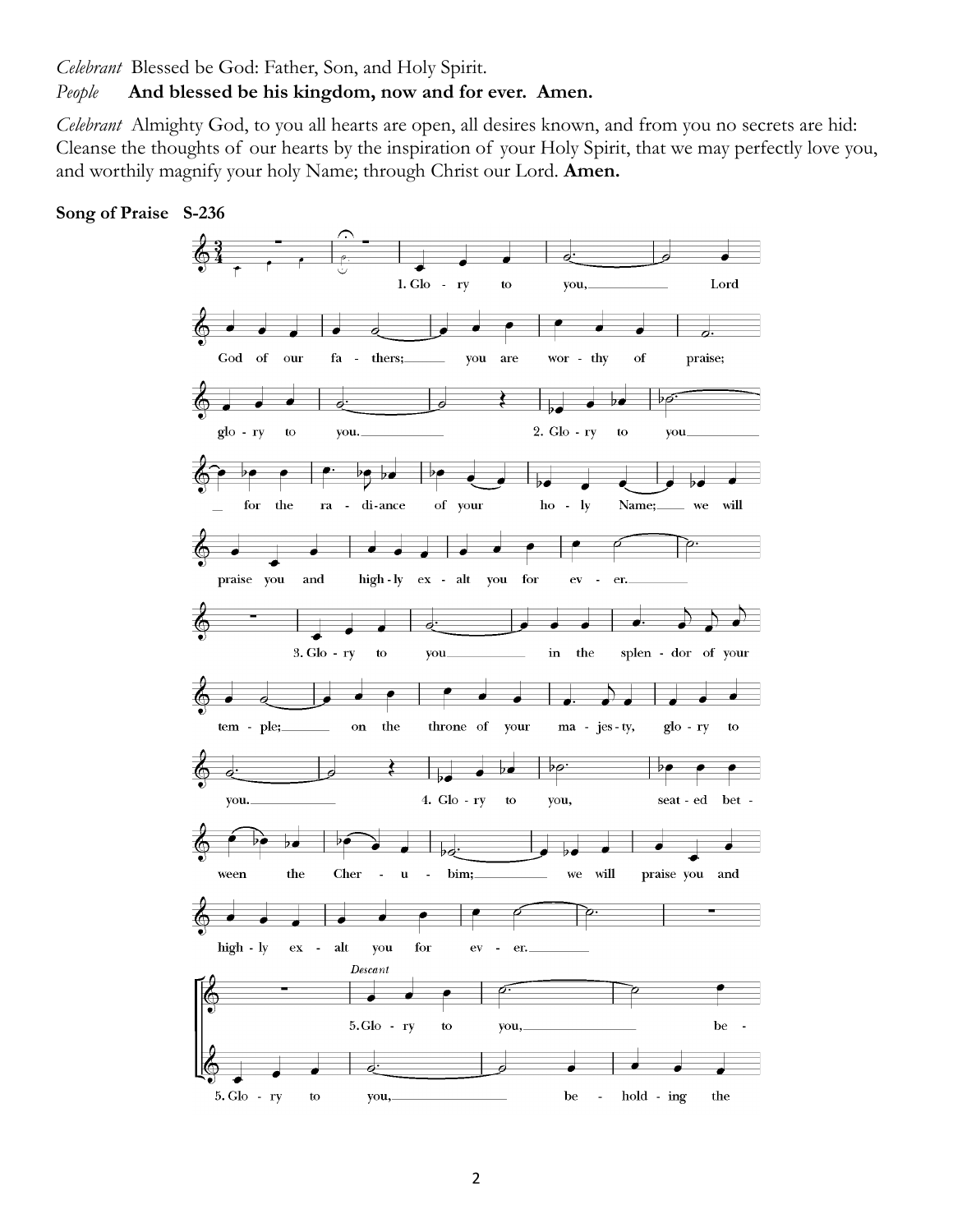*Celebrant* Blessed be God: Father, Son, and Holy Spirit.

*People* **And blessed be his kingdom, now and for ever. Amen.**

*Celebrant* Almighty God, to you all hearts are open, all desires known, and from you no secrets are hid: Cleanse the thoughts of our hearts by the inspiration of your Holy Spirit, that we may perfectly love you, and worthily magnify your holy Name; through Christ our Lord. **Amen.**

**Song of Praise S-236**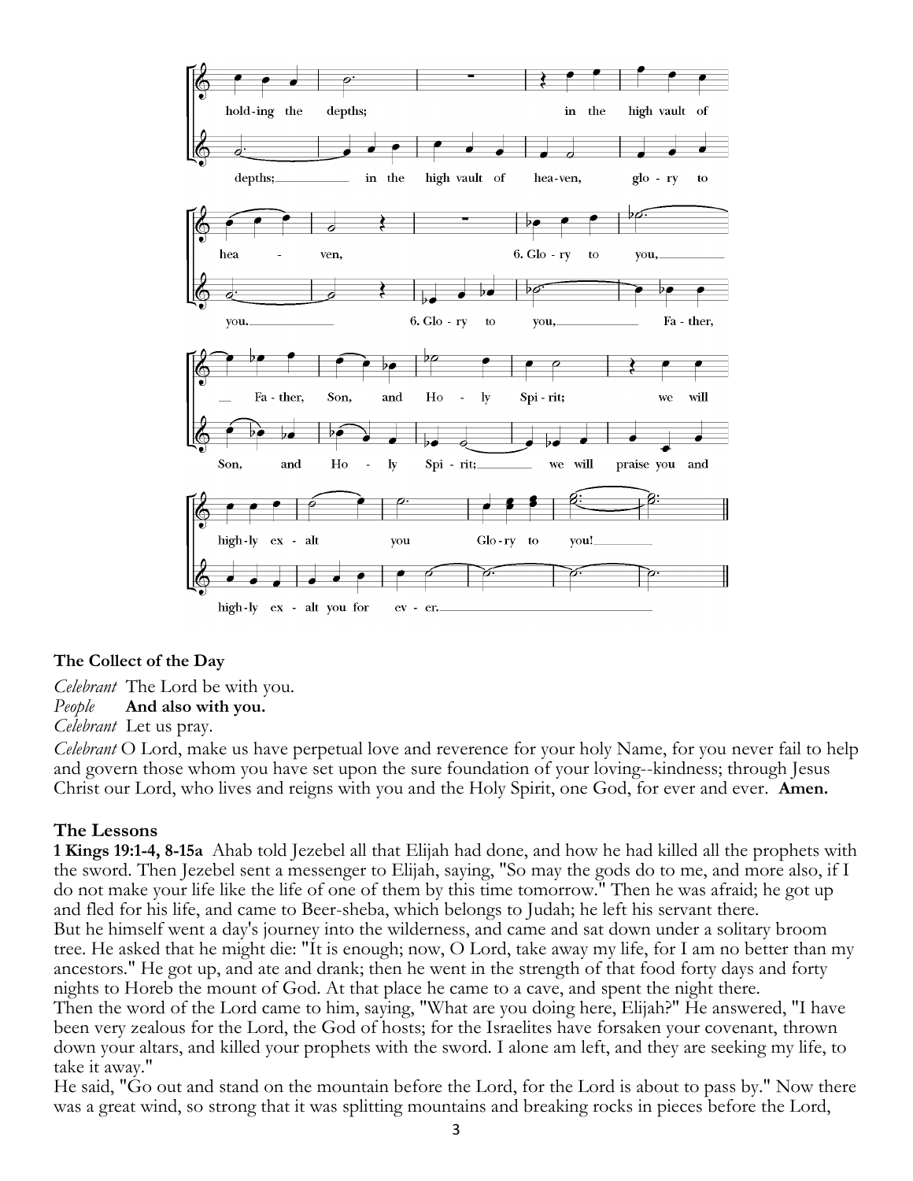**The Collect of the Day**

*Celebrant* The Lord be with you.
*People* **And also with you.**
*Celebrant* Let us pray.

*Celebrant* O Lord, make us have perpetual love and reverence for your holy Name, for you never fail to help and govern those whom you have set upon the sure foundation of your loving--kindness; through Jesus Christ our Lord, who lives and reigns with you and the Holy Spirit, one God, for ever and ever. **Amen.**

## The Lessons

**1 Kings 19:1-4, 8-15a** Ahab told Jezebel all that Elijah had done, and how he had killed all the prophets with the sword. Then Jezebel sent a messenger to Elijah, saying, "So may the gods do to me, and more also, if I do not make your life like the life of one of them by this time tomorrow." Then he was afraid; he got up and fled for his life, and came to Beer-sheba, which belongs to Judah; he left his servant there.
But he himself went a day's journey into the wilderness, and came and sat down under a solitary broom tree. He asked that he might die: "It is enough; now, O Lord, take away my life, for I am no better than my ancestors." He got up, and ate and drank; then he went in the strength of that food forty days and forty nights to Horeb the mount of God. At that place he came to a cave, and spent the night there.
Then the word of the Lord came to him, saying, "What are you doing here, Elijah?" He answered, "I have been very zealous for the Lord, the God of hosts; for the Israelites have forsaken your covenant, thrown down your altars, and killed your prophets with the sword. I alone am left, and they are seeking my life, to take it away."
He said, "Go out and stand on the mountain before the Lord, for the Lord is about to pass by." Now there was a great wind, so strong that it was splitting mountains and breaking rocks in pieces before the Lord,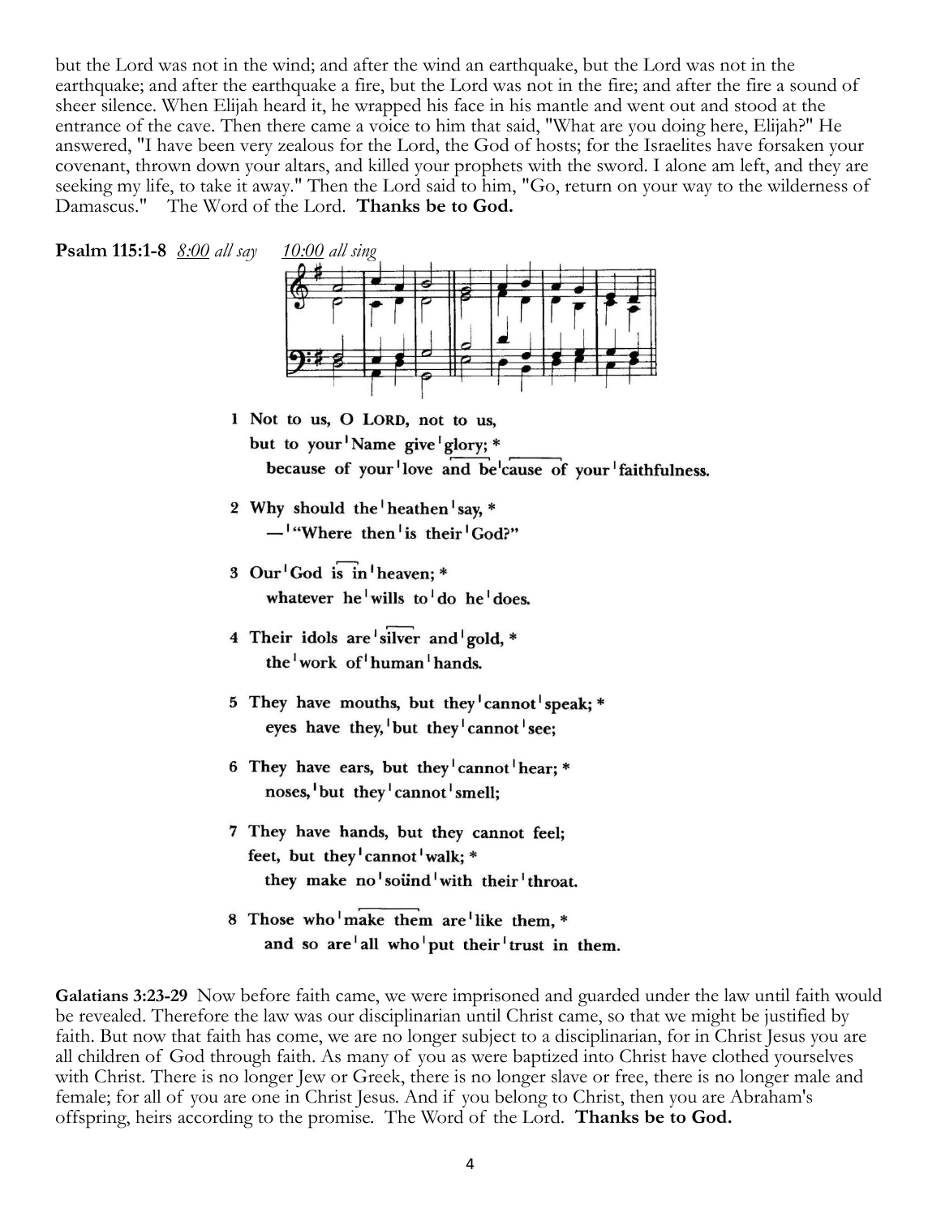but the Lord was not in the wind; and after the wind an earthquake, but the Lord was not in the earthquake; and after the earthquake a fire, but the Lord was not in the fire; and after the fire a sound of sheer silence. When Elijah heard it, he wrapped his face in his mantle and went out and stood at the entrance of the cave. Then there came a voice to him that said, "What are you doing here, Elijah?" He answered, "I have been very zealous for the Lord, the God of hosts; for the Israelites have forsaken your covenant, thrown down your altars, and killed your prophets with the sword. I alone am left, and they are seeking my life, to take it away." Then the Lord said to him, "Go, return on your way to the wilderness of Damascus." The Word of the Lord. **Thanks be to God.**

**Psalm 115:1-8** *8:00 all say* *10:00 all sing*

**1 Not to us, O LORD, not to us,**
**but to your ǀ Name give ǀ glory; ***
**because of your ǀ love and be ǀ cause of your ǀ faithfulness.**

**2 Why should the ǀ heathen ǀ say, ***
**— ǀ "Where then ǀ is their ǀ God?"**

**3 Our ǀ God is in ǀ heaven; ***
**whatever he ǀ wills to ǀ do he ǀ does.**

**4 Their idols are ǀ silver and ǀ gold, ***
**the ǀ work of ǀ human ǀ hands.**

**5 They have mouths, but they ǀ cannot ǀ speak; ***
**eyes have they, ǀ but they ǀ cannot ǀ see;**

**6 They have ears, but they ǀ cannot ǀ hear; ***
**noses, ǀ but they ǀ cannot ǀ smell;**

**7 They have hands, but they cannot feel;**
**feet, but they ǀ cannot ǀ walk; ***
**they make no ǀ sound ǀ with their ǀ throat.**

**8 Those who ǀ make them are ǀ like them, ***
**and so are ǀ all who ǀ put their ǀ trust in them.**

**Galatians 3:23-29** Now before faith came, we were imprisoned and guarded under the law until faith would be revealed. Therefore the law was our disciplinarian until Christ came, so that we might be justified by faith. But now that faith has come, we are no longer subject to a disciplinarian, for in Christ Jesus you are all children of God through faith. As many of you as were baptized into Christ have clothed yourselves with Christ. There is no longer Jew or Greek, there is no longer slave or free, there is no longer male and female; for all of you are one in Christ Jesus. And if you belong to Christ, then you are Abraham's offspring, heirs according to the promise. The Word of the Lord. **Thanks be to God.**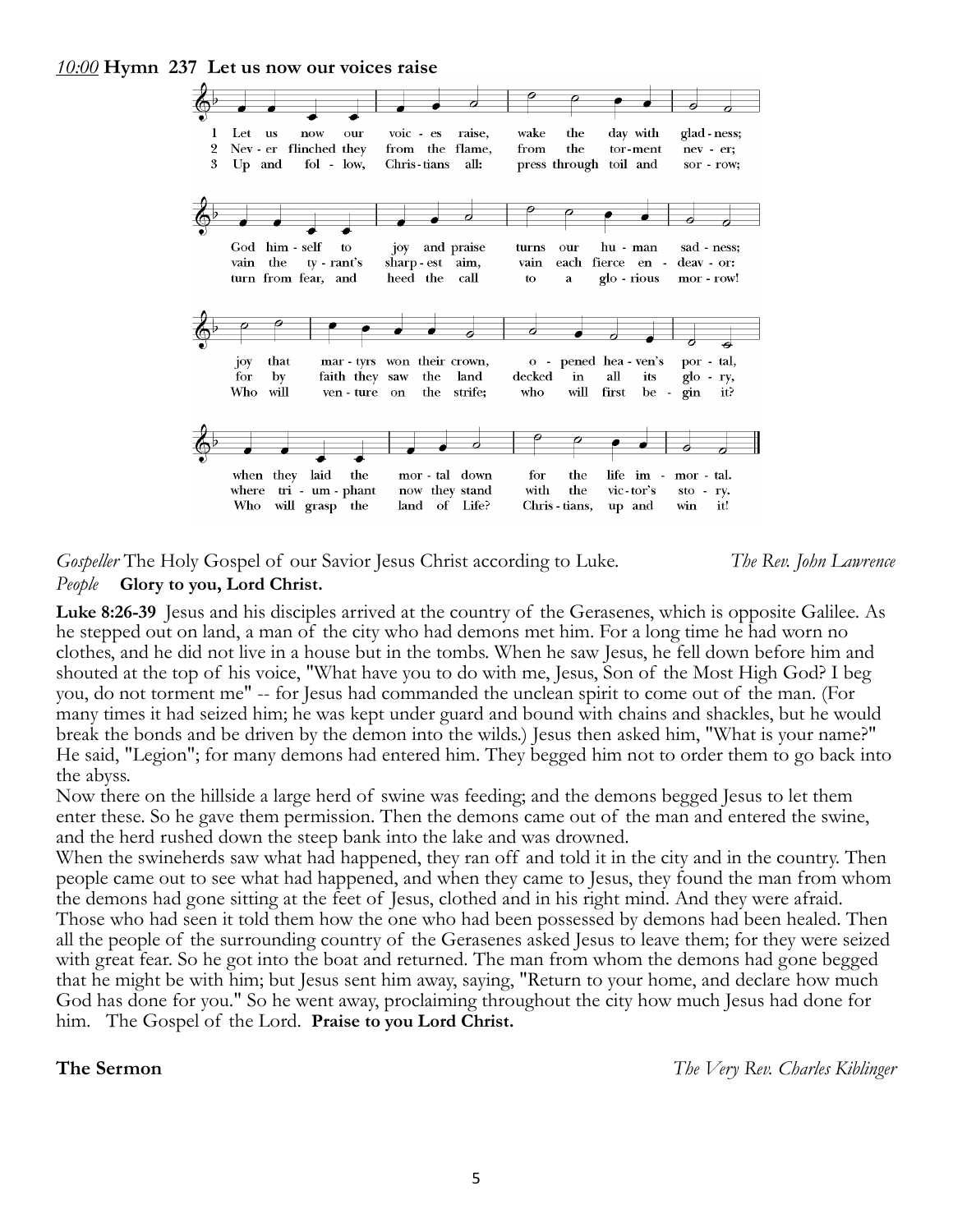*10:00* **Hymn 237 Let us now our voices raise**

1 Let us now our voices raise, wake the day with gladness; God himself to joy and praise turns our human sadness; joy that martyrs won their crown, opened heaven's portal, when they laid the mortal down for the life immortal.

2 Never flinched they from the flame, from the torment never; vain the tyrant's sharpest aim, vain each fierce endeavor: for by faith they saw the land decked in all its glory, where triumphant now they stand with the victor's story.

3 Up and follow, Christians all: press through toil and sorrow; turn from fear, and heed the call to a glorious morrow! Who will venture on the strife; who will first begin it? Who will grasp the land of Life? Christians, up and win it!

*Gospeller* The Holy Gospel of our Savior Jesus Christ according to Luke. *The Rev. John Lawrence*

*People* **Glory to you, Lord Christ.**

**Luke 8:26-39** Jesus and his disciples arrived at the country of the Gerasenes, which is opposite Galilee. As he stepped out on land, a man of the city who had demons met him. For a long time he had worn no clothes, and he did not live in a house but in the tombs. When he saw Jesus, he fell down before him and shouted at the top of his voice, "What have you to do with me, Jesus, Son of the Most High God? I beg you, do not torment me" -- for Jesus had commanded the unclean spirit to come out of the man. (For many times it had seized him; he was kept under guard and bound with chains and shackles, but he would break the bonds and be driven by the demon into the wilds.) Jesus then asked him, "What is your name?" He said, "Legion"; for many demons had entered him. They begged him not to order them to go back into the abyss.

Now there on the hillside a large herd of swine was feeding; and the demons begged Jesus to let them enter these. So he gave them permission. Then the demons came out of the man and entered the swine, and the herd rushed down the steep bank into the lake and was drowned.

When the swineherds saw what had happened, they ran off and told it in the city and in the country. Then people came out to see what had happened, and when they came to Jesus, they found the man from whom the demons had gone sitting at the feet of Jesus, clothed and in his right mind. And they were afraid. Those who had seen it told them how the one who had been possessed by demons had been healed. Then all the people of the surrounding country of the Gerasenes asked Jesus to leave them; for they were seized with great fear. So he got into the boat and returned. The man from whom the demons had gone begged that he might be with him; but Jesus sent him away, saying, "Return to your home, and declare how much God has done for you." So he went away, proclaiming throughout the city how much Jesus had done for him. The Gospel of the Lord. **Praise to you Lord Christ.**

**The Sermon** *The Very Rev. Charles Kiblinger*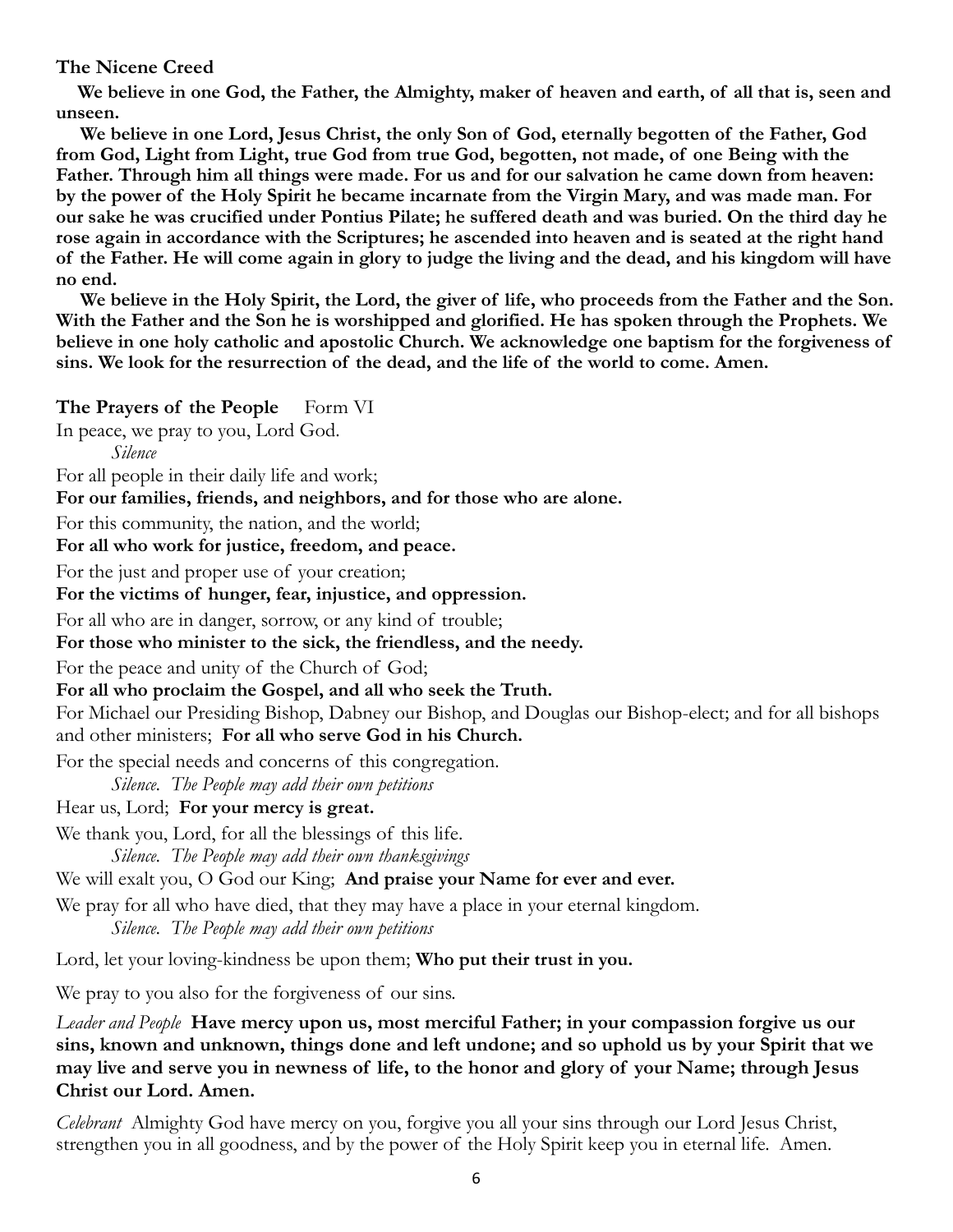**The Nicene Creed**

**We believe in one God, the Father, the Almighty, maker of heaven and earth, of all that is, seen and unseen.**

**We believe in one Lord, Jesus Christ, the only Son of God, eternally begotten of the Father, God from God, Light from Light, true God from true God, begotten, not made, of one Being with the Father. Through him all things were made. For us and for our salvation he came down from heaven: by the power of the Holy Spirit he became incarnate from the Virgin Mary, and was made man. For our sake he was crucified under Pontius Pilate; he suffered death and was buried. On the third day he rose again in accordance with the Scriptures; he ascended into heaven and is seated at the right hand of the Father. He will come again in glory to judge the living and the dead, and his kingdom will have no end.**

**We believe in the Holy Spirit, the Lord, the giver of life, who proceeds from the Father and the Son. With the Father and the Son he is worshipped and glorified. He has spoken through the Prophets. We believe in one holy catholic and apostolic Church. We acknowledge one baptism for the forgiveness of sins. We look for the resurrection of the dead, and the life of the world to come. Amen.**

**The Prayers of the People** Form VI

In peace, we pray to you, Lord God.

*Silence*

For all people in their daily life and work;

**For our families, friends, and neighbors, and for those who are alone.**

For this community, the nation, and the world;

**For all who work for justice, freedom, and peace.**

For the just and proper use of your creation;

**For the victims of hunger, fear, injustice, and oppression.**

For all who are in danger, sorrow, or any kind of trouble;

**For those who minister to the sick, the friendless, and the needy.**

For the peace and unity of the Church of God;

**For all who proclaim the Gospel, and all who seek the Truth.**

For Michael our Presiding Bishop, Dabney our Bishop, and Douglas our Bishop-elect; and for all bishops and other ministers; **For all who serve God in his Church.**

For the special needs and concerns of this congregation.

*Silence. The People may add their own petitions*

Hear us, Lord; **For your mercy is great.**

We thank you, Lord, for all the blessings of this life.

*Silence. The People may add their own thanksgivings*

We will exalt you, O God our King; **And praise your Name for ever and ever.**

We pray for all who have died, that they may have a place in your eternal kingdom.

*Silence. The People may add their own petitions*

Lord, let your loving-kindness be upon them; **Who put their trust in you.**

We pray to you also for the forgiveness of our sins.

*Leader and People* **Have mercy upon us, most merciful Father; in your compassion forgive us our sins, known and unknown, things done and left undone; and so uphold us by your Spirit that we may live and serve you in newness of life, to the honor and glory of your Name; through Jesus Christ our Lord. Amen.**

*Celebrant* Almighty God have mercy on you, forgive you all your sins through our Lord Jesus Christ, strengthen you in all goodness, and by the power of the Holy Spirit keep you in eternal life. Amen.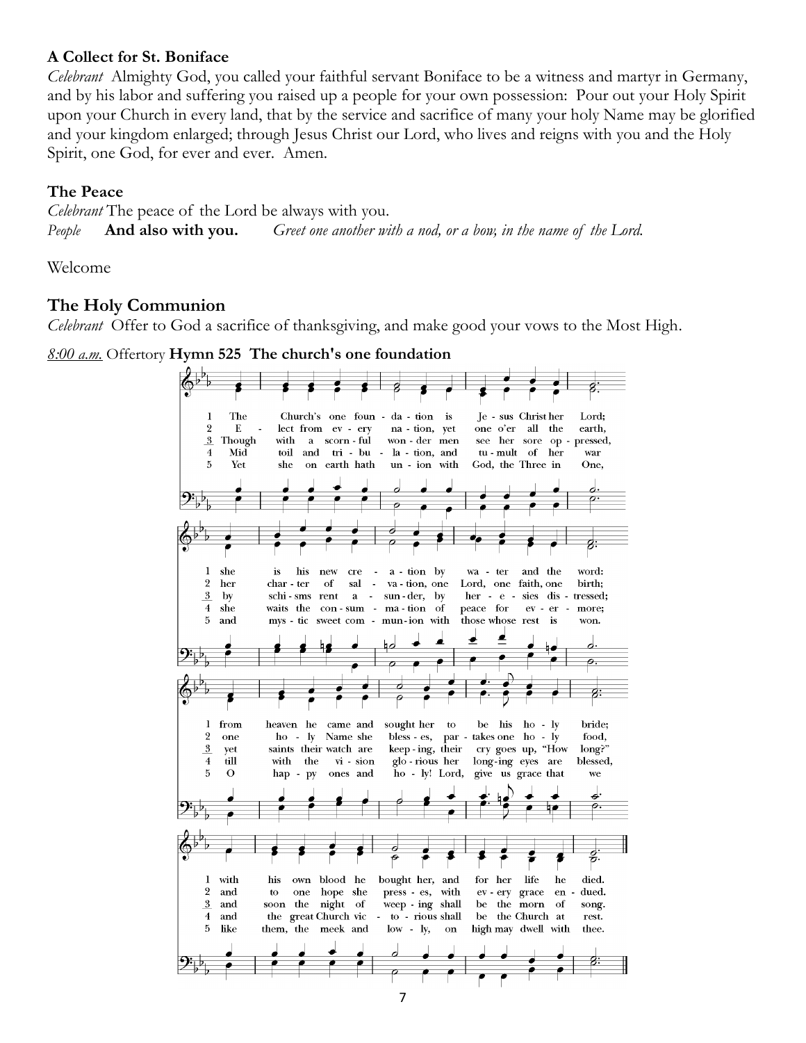**A Collect for St. Boniface**

*Celebrant* Almighty God, you called your faithful servant Boniface to be a witness and martyr in Germany, and by his labor and suffering you raised up a people for your own possession: Pour out your Holy Spirit upon your Church in every land, that by the service and sacrifice of many your holy Name may be glorified and your kingdom enlarged; through Jesus Christ our Lord, who lives and reigns with you and the Holy Spirit, one God, for ever and ever. Amen.

**The Peace**

*Celebrant* The peace of the Lord be always with you.
*People* **And also with you.** *Greet one another with a nod, or a bow, in the name of the Lord.*

Welcome

## The Holy Communion

*Celebrant* Offer to God a sacrifice of thanksgiving, and make good your vows to the Most High.

*8:00 a.m.* Offertory **Hymn 525 The church's one foundation**

1 The Church's one foundation is Jesus Christ her Lord; she is his new creation by water and the word: from heaven he came and sought her to be his holy bride; with his own blood he bought her, and for her life he died.

2 Elect from every nation, yet one o'er all the earth, her charter of salvation, one Lord, one faith, one birth; one holy Name she blesses, partakes one holy food, and to one hope she presses, with every grace endued.

3 Though with a scornful wonder men see her sore oppressed, by schisms rent asunder, by heresies distressed; yet saints their watch are keeping, their cry goes up, "How long?" and soon the night of weeping shall be the morn of song.

4 Mid toil and tribulation, and tumult of her war she waits the consummation of peace for evermore; till with the vision glorious her longing eyes are blessed, and the great Church victorious shall be the Church at rest.

5 Yet she on earth hath union with God, the Three in One, and mystic sweet communion with those whose rest is won. O happy ones and holy! Lord, give us grace that we like them, the meek and lowly, on high may dwell with thee.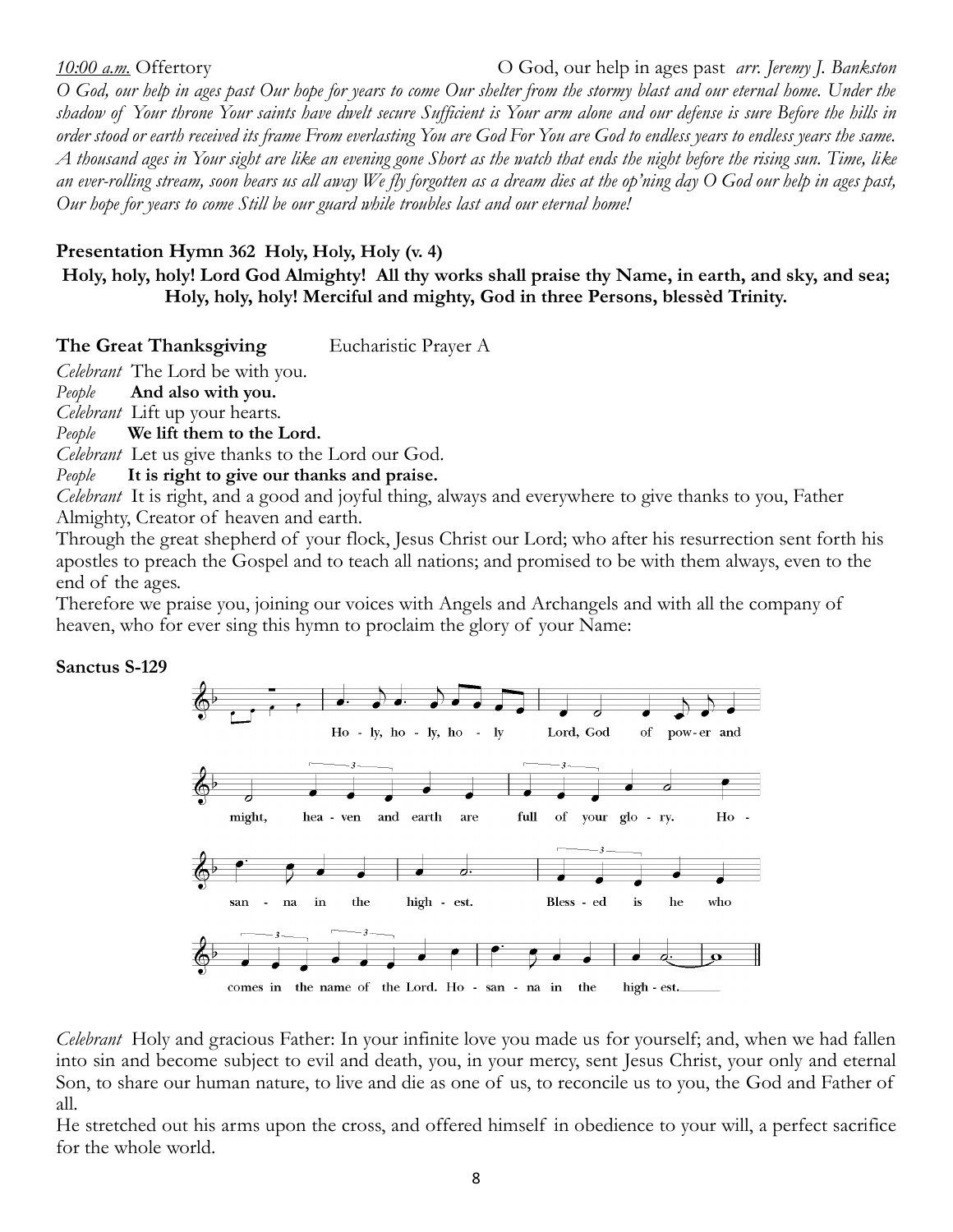*10:00 a.m.* Offertory O God, our help in ages past *arr. Jeremy J. Bankston*

*O God, our help in ages past Our hope for years to come Our shelter from the stormy blast and our eternal home. Under the shadow of Your throne Your saints have dwelt secure Sufficient is Your arm alone and our defense is sure Before the hills in order stood or earth received its frame From everlasting You are God For You are God to endless years to endless years the same. A thousand ages in Your sight are like an evening gone Short as the watch that ends the night before the rising sun. Time, like an ever-rolling stream, soon bears us all away We fly forgotten as a dream dies at the op'ning day O God our help in ages past, Our hope for years to come Still be our guard while troubles last and our eternal home!*

**Presentation Hymn 362 Holy, Holy, Holy (v. 4)**

**Holy, holy, holy! Lord God Almighty! All thy works shall praise thy Name, in earth, and sky, and sea; Holy, holy, holy! Merciful and mighty, God in three Persons, blessèd Trinity.**

**The Great Thanksgiving** Eucharistic Prayer A

*Celebrant* The Lord be with you.
*People* **And also with you.**
*Celebrant* Lift up your hearts.
*People* **We lift them to the Lord.**
*Celebrant* Let us give thanks to the Lord our God.
*People* **It is right to give our thanks and praise.**
*Celebrant* It is right, and a good and joyful thing, always and everywhere to give thanks to you, Father Almighty, Creator of heaven and earth.

Through the great shepherd of your flock, Jesus Christ our Lord; who after his resurrection sent forth his apostles to preach the Gospel and to teach all nations; and promised to be with them always, even to the end of the ages.

Therefore we praise you, joining our voices with Angels and Archangels and with all the company of heaven, who for ever sing this hymn to proclaim the glory of your Name:

**Sanctus S-129**

Holy, holy, holy Lord, God of power and might, heaven and earth are full of your glory. Hosanna in the highest. Blessed is he who comes in the name of the Lord. Hosanna in the highest.

*Celebrant* Holy and gracious Father: In your infinite love you made us for yourself; and, when we had fallen into sin and become subject to evil and death, you, in your mercy, sent Jesus Christ, your only and eternal Son, to share our human nature, to live and die as one of us, to reconcile us to you, the God and Father of all.

He stretched out his arms upon the cross, and offered himself in obedience to your will, a perfect sacrifice for the whole world.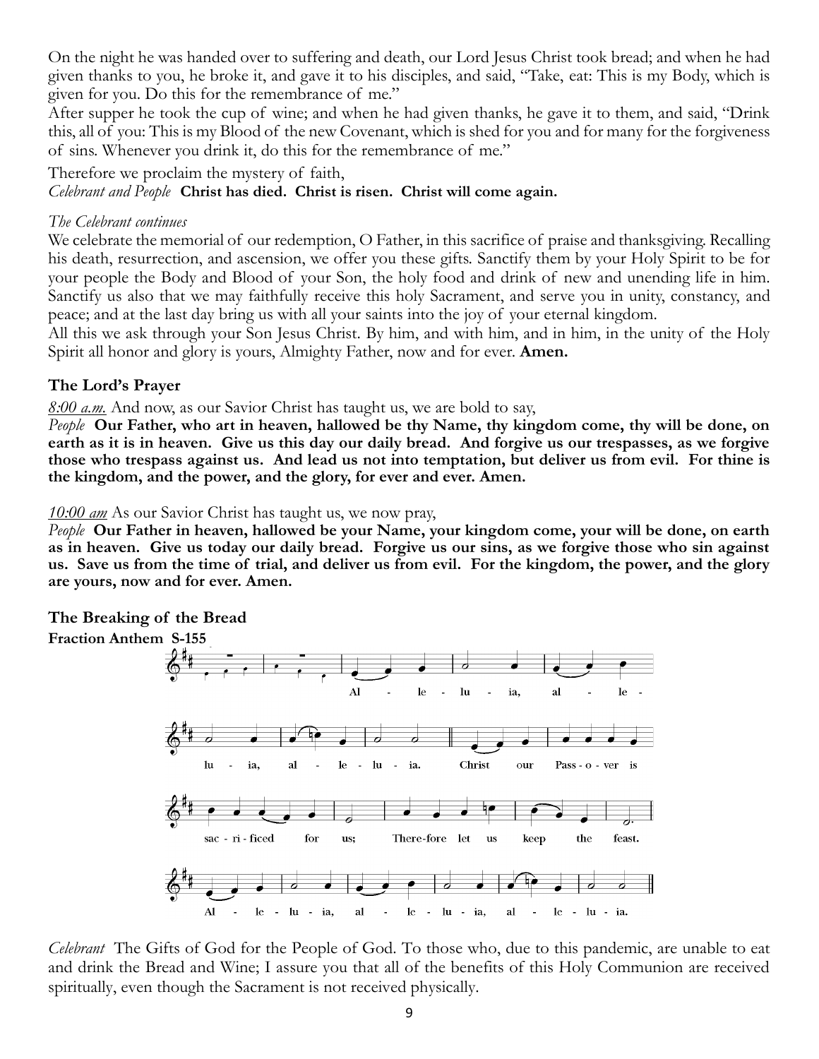On the night he was handed over to suffering and death, our Lord Jesus Christ took bread; and when he had given thanks to you, he broke it, and gave it to his disciples, and said, "Take, eat: This is my Body, which is given for you. Do this for the remembrance of me."

After supper he took the cup of wine; and when he had given thanks, he gave it to them, and said, "Drink this, all of you: This is my Blood of the new Covenant, which is shed for you and for many for the forgiveness of sins. Whenever you drink it, do this for the remembrance of me."

Therefore we proclaim the mystery of faith,

*Celebrant and People* **Christ has died. Christ is risen. Christ will come again.**

*The Celebrant continues*

We celebrate the memorial of our redemption, O Father, in this sacrifice of praise and thanksgiving. Recalling his death, resurrection, and ascension, we offer you these gifts. Sanctify them by your Holy Spirit to be for your people the Body and Blood of your Son, the holy food and drink of new and unending life in him. Sanctify us also that we may faithfully receive this holy Sacrament, and serve you in unity, constancy, and peace; and at the last day bring us with all your saints into the joy of your eternal kingdom.

All this we ask through your Son Jesus Christ. By him, and with him, and in him, in the unity of the Holy Spirit all honor and glory is yours, Almighty Father, now and for ever. **Amen.**

### The Lord's Prayer

*8:00 a.m.* And now, as our Savior Christ has taught us, we are bold to say,

*People* **Our Father, who art in heaven, hallowed be thy Name, thy kingdom come, thy will be done, on earth as it is in heaven. Give us this day our daily bread. And forgive us our trespasses, as we forgive those who trespass against us. And lead us not into temptation, but deliver us from evil. For thine is the kingdom, and the power, and the glory, for ever and ever. Amen.**

*10:00 am* As our Savior Christ has taught us, we now pray,

*People* **Our Father in heaven, hallowed be your Name, your kingdom come, your will be done, on earth as in heaven. Give us today our daily bread. Forgive us our sins, as we forgive those who sin against us. Save us from the time of trial, and deliver us from evil. For the kingdom, the power, and the glory are yours, now and for ever. Amen.**

### The Breaking of the Bread

**Fraction Anthem S-155**

Alleluia, alleluia, alleluia. Christ our Passover is sacrificed for us; Therefore let us keep the feast. Alleluia, alleluia, alleluia.

*Celebrant* The Gifts of God for the People of God. To those who, due to this pandemic, are unable to eat and drink the Bread and Wine; I assure you that all of the benefits of this Holy Communion are received spiritually, even though the Sacrament is not received physically.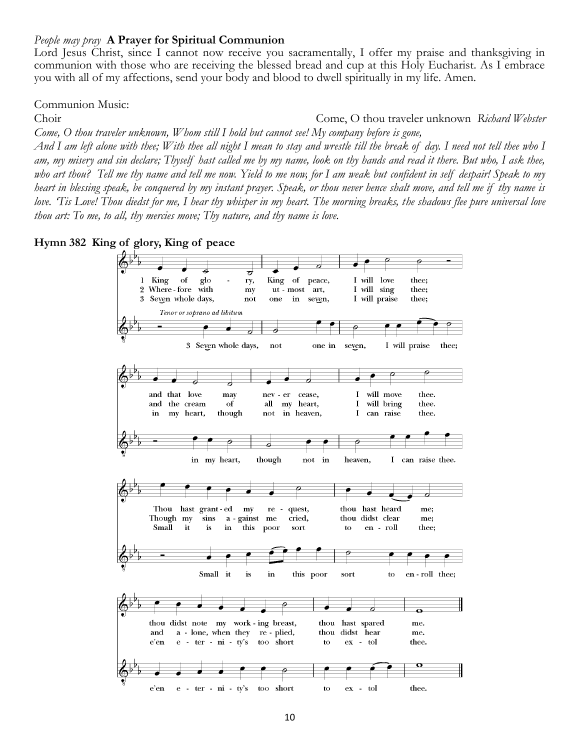*People may pray* **A Prayer for Spiritual Communion**

Lord Jesus Christ, since I cannot now receive you sacramentally, I offer my praise and thanksgiving in communion with those who are receiving the blessed bread and cup at this Holy Eucharist. As I embrace you with all of my affections, send your body and blood to dwell spiritually in my life. Amen.

Communion Music:

Choir Come, O thou traveler unknown *Richard Webster*

*Come, O thou traveler unknown, Whom still I hold but cannot see! My company before is gone, And I am left alone with thee; With thee all night I mean to stay and wrestle till the break of day. I need not tell thee who I am, my misery and sin declare; Thyself hast called me by my name, look on thy hands and read it there. But who, I ask thee, who art thou? Tell me thy name and tell me now. Yield to me now, for I am weak but confident in self despair! Speak to my heart in blessing speak, be conquered by my instant prayer. Speak, or thou never hence shalt move, and tell me if thy name is love. 'Tis Love! Thou diedst for me, I hear thy whisper in my heart. The morning breaks, the shadows flee pure universal love thou art: To me, to all, thy mercies move; Thy nature, and thy name is love.*

**Hymn 382 King of glory, King of peace**

1 King of glory, King of peace, I will love thee; and that love may never cease, I will move thee. Thou hast granted my request, thou hast heard me; thou didst note my working breast, thou hast spared me.

2 Wherefore with my utmost art, I will sing thee; and the cream of all my heart, I will bring thee. Though my sins against me cried, thou didst clear me; and alone, when they replied, thou didst hear me.

3 Seven whole days, not one in seven, I will praise thee; in my heart, though not in heaven, I can raise thee. Small it is in this poor sort to enroll thee; e'en eternity's too short to extol thee.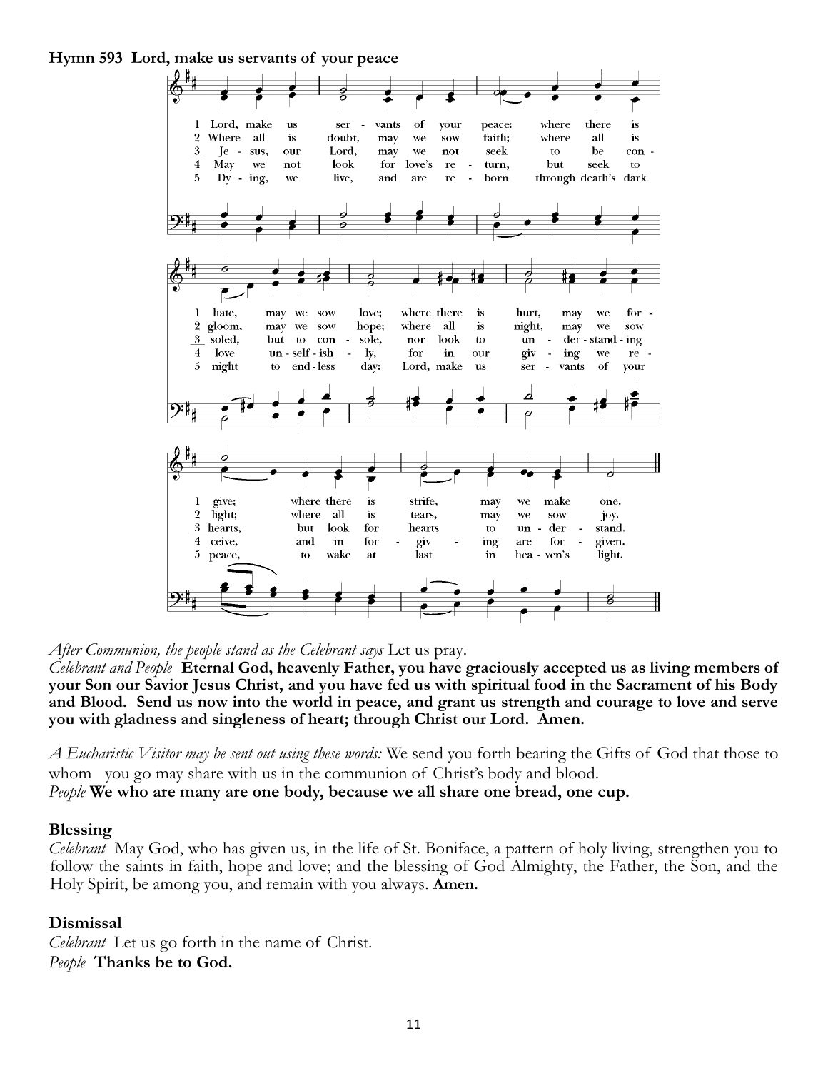**Hymn 593 Lord, make us servants of your peace**

1 Lord, make us servants of your peace: where there is hate, may we sow love; where there is hurt, may we forgive; where there is strife, may we make one.

2 Where all is doubt, may we sow faith; where all is gloom, may we sow hope; where all is night, may we sow light; where all is tears, may we sow joy.

3 Jesus, our Lord, may we not seek to be consoled, but to console, nor look to understanding hearts, but look for hearts to understand.

4 May we not look for love's return, but seek to love unselfishly, for in our giving we receive, and in forgiving are forgiven.

5 Dying, we live, and are reborn through death's dark night to endless day: Lord, make us servants of your peace, to wake at last in heaven's light.

*After Communion, the people stand as the Celebrant says* Let us pray.

*Celebrant and People* **Eternal God, heavenly Father, you have graciously accepted us as living members of your Son our Savior Jesus Christ, and you have fed us with spiritual food in the Sacrament of his Body and Blood. Send us now into the world in peace, and grant us strength and courage to love and serve you with gladness and singleness of heart; through Christ our Lord. Amen.**

*A Eucharistic Visitor may be sent out using these words:* We send you forth bearing the Gifts of God that those to whom you go may share with us in the communion of Christ's body and blood.

*People* **We who are many are one body, because we all share one bread, one cup.**

**Blessing**

*Celebrant* May God, who has given us, in the life of St. Boniface, a pattern of holy living, strengthen you to follow the saints in faith, hope and love; and the blessing of God Almighty, the Father, the Son, and the Holy Spirit, be among you, and remain with you always. **Amen.**

**Dismissal**

*Celebrant* Let us go forth in the name of Christ.

*People* **Thanks be to God.**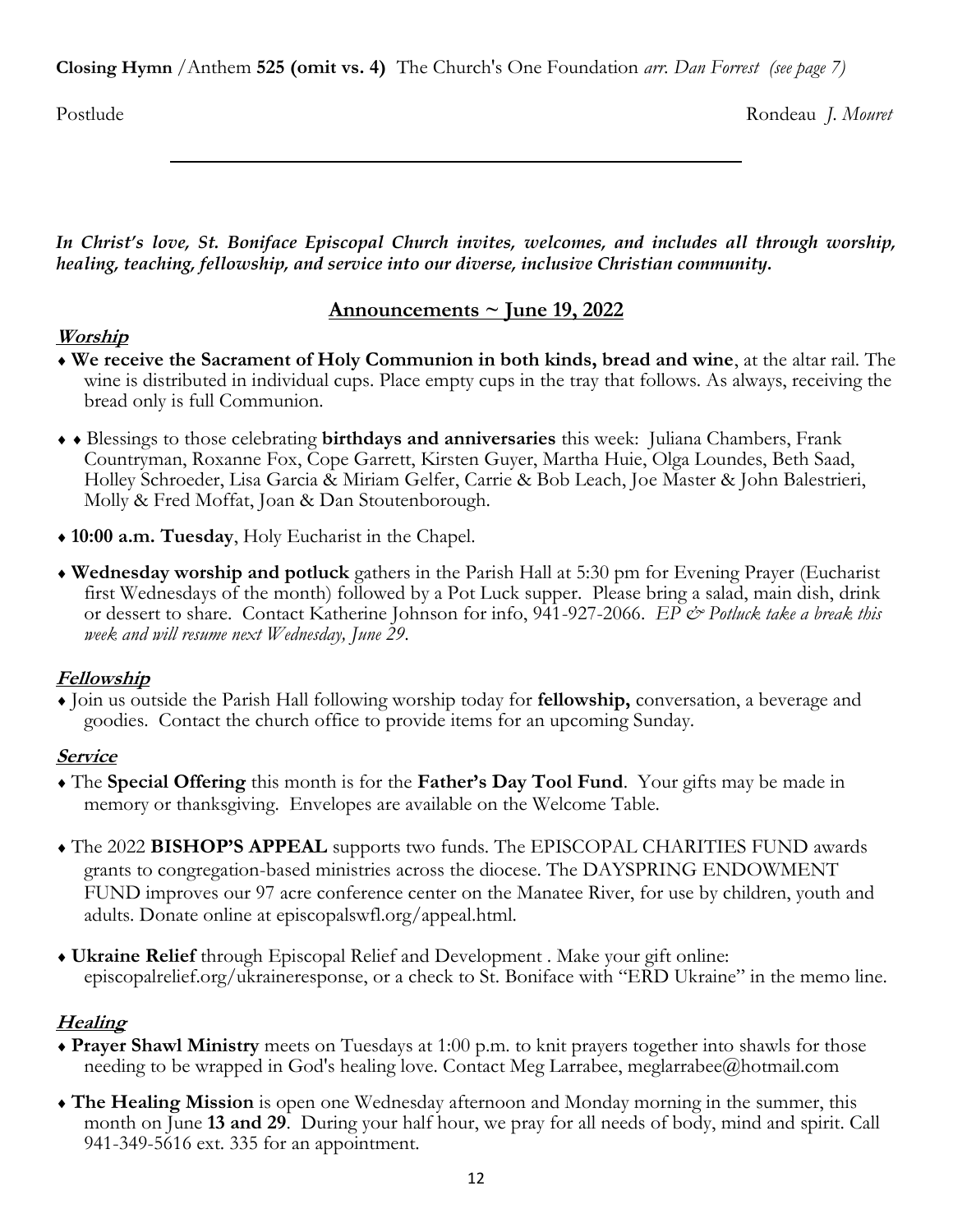**Closing Hymn** /Anthem **525 (omit vs. 4)** The Church's One Foundation *arr. Dan Forrest (see page 7)*

Postlude Rondeau *J. Mouret*

---

***In Christ's love, St. Boniface Episcopal Church invites, welcomes, and includes all through worship, healing, teaching, fellowship, and service into our diverse, inclusive Christian community.***

## Announcements ~ June 19, 2022

### Worship

- **We receive the Sacrament of Holy Communion in both kinds, bread and wine**, at the altar rail. The wine is distributed in individual cups. Place empty cups in the tray that follows. As always, receiving the bread only is full Communion.
- ♦ Blessings to those celebrating **birthdays and anniversaries** this week: Juliana Chambers, Frank Countryman, Roxanne Fox, Cope Garrett, Kirsten Guyer, Martha Huie, Olga Loundes, Beth Saad, Holley Schroeder, Lisa Garcia & Miriam Gelfer, Carrie & Bob Leach, Joe Master & John Balestrieri, Molly & Fred Moffat, Joan & Dan Stoutenborough.
- **10:00 a.m. Tuesday**, Holy Eucharist in the Chapel.
- **Wednesday worship and potluck** gathers in the Parish Hall at 5:30 pm for Evening Prayer (Eucharist first Wednesdays of the month) followed by a Pot Luck supper. Please bring a salad, main dish, drink or dessert to share. Contact Katherine Johnson for info, 941-927-2066. *EP & Potluck take a break this week and will resume next Wednesday, June 29.*

### Fellowship

- Join us outside the Parish Hall following worship today for **fellowship,** conversation, a beverage and goodies. Contact the church office to provide items for an upcoming Sunday.

### Service

- The **Special Offering** this month is for the **Father's Day Tool Fund**. Your gifts may be made in memory or thanksgiving. Envelopes are available on the Welcome Table.
- The 2022 **BISHOP'S APPEAL** supports two funds. The EPISCOPAL CHARITIES FUND awards grants to congregation-based ministries across the diocese. The DAYSPRING ENDOWMENT FUND improves our 97 acre conference center on the Manatee River, for use by children, youth and adults. Donate online at episcopalswfl.org/appeal.html.
- **Ukraine Relief** through Episcopal Relief and Development . Make your gift online: episcopalrelief.org/ukraineresponse, or a check to St. Boniface with "ERD Ukraine" in the memo line.

### Healing

- **Prayer Shawl Ministry** meets on Tuesdays at 1:00 p.m. to knit prayers together into shawls for those needing to be wrapped in God's healing love. Contact Meg Larrabee, meglarrabee@hotmail.com
- **The Healing Mission** is open one Wednesday afternoon and Monday morning in the summer, this month on June **13 and 29**. During your half hour, we pray for all needs of body, mind and spirit. Call 941-349-5616 ext. 335 for an appointment.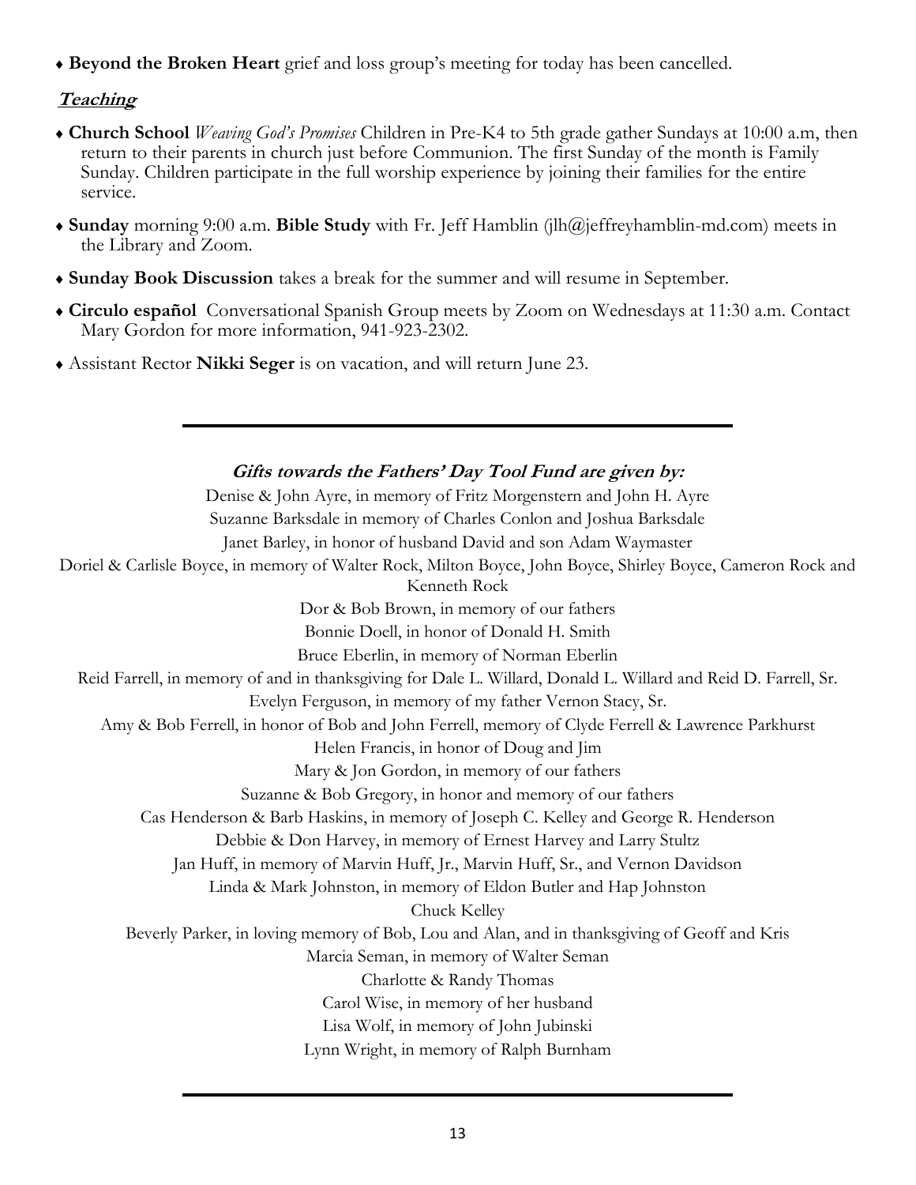- **Beyond the Broken Heart** grief and loss group's meeting for today has been cancelled.

## ***Teaching***

- **Church School** *Weaving God's Promises* Children in Pre-K4 to 5th grade gather Sundays at 10:00 a.m, then return to their parents in church just before Communion. The first Sunday of the month is Family Sunday. Children participate in the full worship experience by joining their families for the entire service.
- **Sunday** morning 9:00 a.m. **Bible Study** with Fr. Jeff Hamblin (jlh@jeffreyhamblin-md.com) meets in the Library and Zoom.
- **Sunday Book Discussion** takes a break for the summer and will resume in September.
- **Circulo español** Conversational Spanish Group meets by Zoom on Wednesdays at 11:30 a.m. Contact Mary Gordon for more information, 941-923-2302.
- Assistant Rector **Nikki Seger** is on vacation, and will return June 23.

---

***Gifts towards the Fathers' Day Tool Fund are given by:***

Denise & John Ayre, in memory of Fritz Morgenstern and John H. Ayre
Suzanne Barksdale in memory of Charles Conlon and Joshua Barksdale
Janet Barley, in honor of husband David and son Adam Waymaster
Doriel & Carlisle Boyce, in memory of Walter Rock, Milton Boyce, John Boyce, Shirley Boyce, Cameron Rock and Kenneth Rock
Dor & Bob Brown, in memory of our fathers
Bonnie Doell, in honor of Donald H. Smith
Bruce Eberlin, in memory of Norman Eberlin
Reid Farrell, in memory of and in thanksgiving for Dale L. Willard, Donald L. Willard and Reid D. Farrell, Sr.
Evelyn Ferguson, in memory of my father Vernon Stacy, Sr.
Amy & Bob Ferrell, in honor of Bob and John Ferrell, memory of Clyde Ferrell & Lawrence Parkhurst
Helen Francis, in honor of Doug and Jim
Mary & Jon Gordon, in memory of our fathers
Suzanne & Bob Gregory, in honor and memory of our fathers
Cas Henderson & Barb Haskins, in memory of Joseph C. Kelley and George R. Henderson
Debbie & Don Harvey, in memory of Ernest Harvey and Larry Stultz
Jan Huff, in memory of Marvin Huff, Jr., Marvin Huff, Sr., and Vernon Davidson
Linda & Mark Johnston, in memory of Eldon Butler and Hap Johnston
Chuck Kelley
Beverly Parker, in loving memory of Bob, Lou and Alan, and in thanksgiving of Geoff and Kris
Marcia Seman, in memory of Walter Seman
Charlotte & Randy Thomas
Carol Wise, in memory of her husband
Lisa Wolf, in memory of John Jubinski
Lynn Wright, in memory of Ralph Burnham

---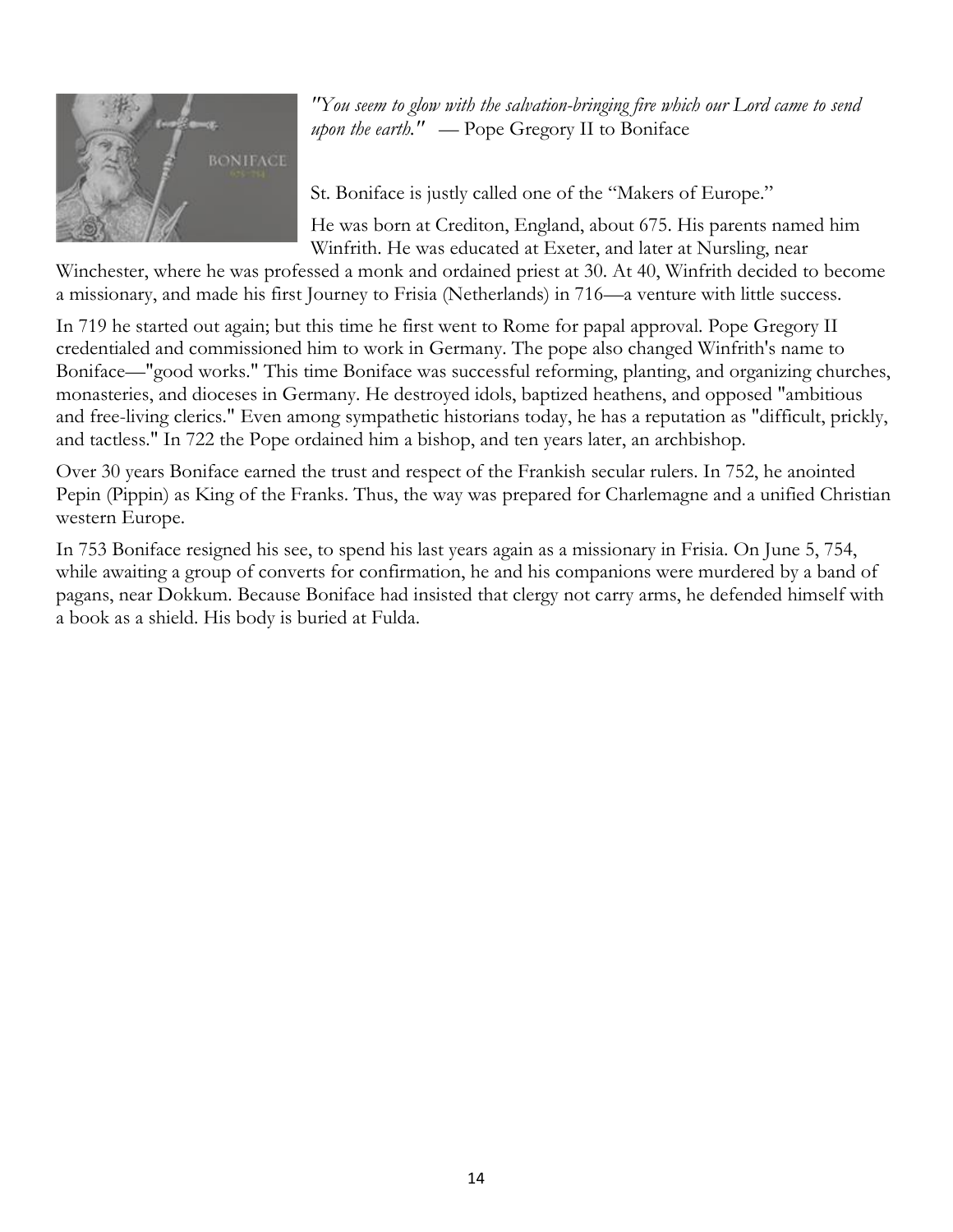*"You seem to glow with the salvation-bringing fire which our Lord came to send upon the earth."* — Pope Gregory II to Boniface

St. Boniface is justly called one of the "Makers of Europe."

He was born at Crediton, England, about 675. His parents named him Winfrith. He was educated at Exeter, and later at Nursling, near Winchester, where he was professed a monk and ordained priest at 30. At 40, Winfrith decided to become a missionary, and made his first Journey to Frisia (Netherlands) in 716—a venture with little success.

In 719 he started out again; but this time he first went to Rome for papal approval. Pope Gregory II credentialed and commissioned him to work in Germany. The pope also changed Winfrith's name to Boniface—"good works." This time Boniface was successful reforming, planting, and organizing churches, monasteries, and dioceses in Germany. He destroyed idols, baptized heathens, and opposed "ambitious and free-living clerics." Even among sympathetic historians today, he has a reputation as "difficult, prickly, and tactless." In 722 the Pope ordained him a bishop, and ten years later, an archbishop.

Over 30 years Boniface earned the trust and respect of the Frankish secular rulers. In 752, he anointed Pepin (Pippin) as King of the Franks. Thus, the way was prepared for Charlemagne and a unified Christian western Europe.

In 753 Boniface resigned his see, to spend his last years again as a missionary in Frisia. On June 5, 754, while awaiting a group of converts for confirmation, he and his companions were murdered by a band of pagans, near Dokkum. Because Boniface had insisted that clergy not carry arms, he defended himself with a book as a shield. His body is buried at Fulda.